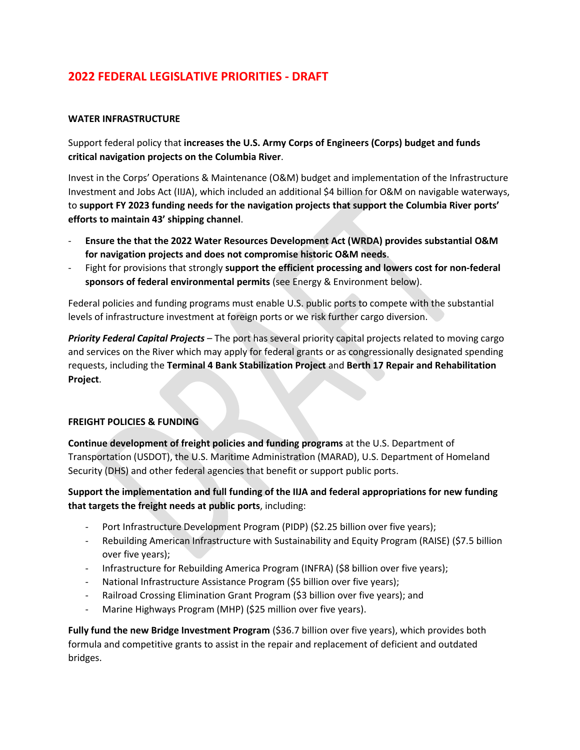# 2022 FEDERAL LEGISLATIVE PRIORITIES - DRAFT

## WATER INFRASTRUCTURE

Support federal policy that **increases the U.S. Army Corps of Engineers (Corps) budget and funds critical navigation projects on the Columbia River**.

Invest in the Corps' Operations & Maintenance (O&M) budget and implementation of the Infrastructure Investment and Jobs Act (IIJA), which included an additional $4 billion for O&M on navigable waterways, to **support FY 2023 funding needs for the navigation projects that support the Columbia River ports' efforts to maintain 43' shipping channel**.

- **Ensure the that the 2022 Water Resources Development Act (WRDA) provides substantial O&M for navigation projects and does not compromise historic O&M needs**.
- Fight for provisions that strongly **support the efficient processing and lowers cost for non-federal sponsors of federal environmental permits** (see Energy & Environment below).

Federal policies and funding programs must enable U.S. public ports to compete with the substantial levels of infrastructure investment at foreign ports or we risk further cargo diversion.

***Priority Federal Capital Projects*** – The port has several priority capital projects related to moving cargo and services on the River which may apply for federal grants or as congressionally designated spending requests, including the **Terminal 4 Bank Stabilization Project** and **Berth 17 Repair and Rehabilitation Project**.

## FREIGHT POLICIES & FUNDING

**Continue development of freight policies and funding programs** at the U.S. Department of Transportation (USDOT), the U.S. Maritime Administration (MARAD), U.S. Department of Homeland Security (DHS) and other federal agencies that benefit or support public ports.

**Support the implementation and full funding of the IIJA and federal appropriations for new funding that targets the freight needs at public ports**, including:

- Port Infrastructure Development Program (PIDP) ($2.25 billion over five years);
- Rebuilding American Infrastructure with Sustainability and Equity Program (RAISE) ($7.5 billion over five years);
- Infrastructure for Rebuilding America Program (INFRA) ($8 billion over five years);
- National Infrastructure Assistance Program ($5 billion over five years);
- Railroad Crossing Elimination Grant Program ($3 billion over five years); and
- Marine Highways Program (MHP) ($25 million over five years).

**Fully fund the new Bridge Investment Program** ($36.7 billion over five years), which provides both formula and competitive grants to assist in the repair and replacement of deficient and outdated bridges.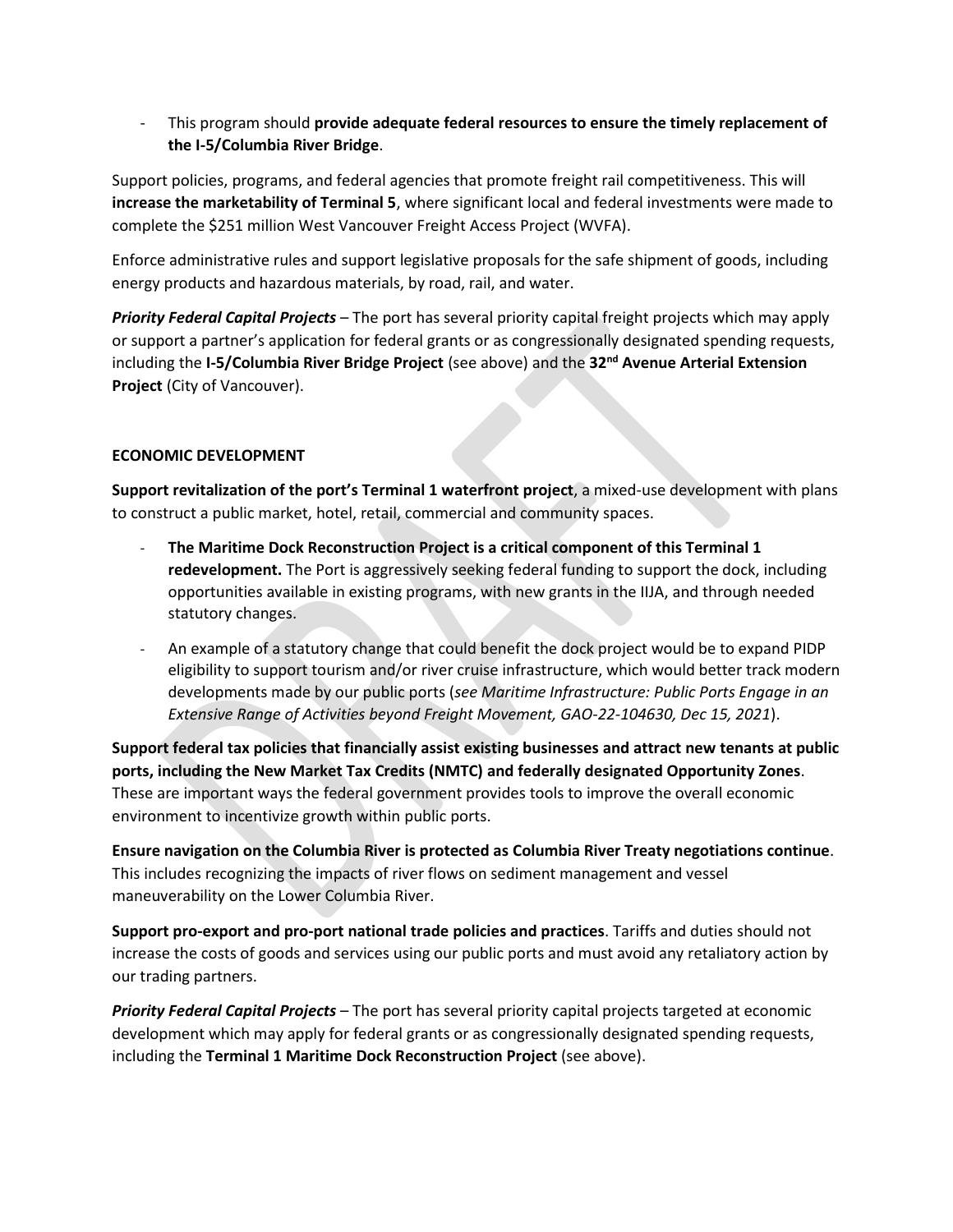- This program should **provide adequate federal resources to ensure the timely replacement of the I-5/Columbia River Bridge**.

Support policies, programs, and federal agencies that promote freight rail competitiveness. This will **increase the marketability of Terminal 5**, where significant local and federal investments were made to complete the $251 million West Vancouver Freight Access Project (WVFA).

Enforce administrative rules and support legislative proposals for the safe shipment of goods, including energy products and hazardous materials, by road, rail, and water.

***Priority Federal Capital Projects*** – The port has several priority capital freight projects which may apply or support a partner's application for federal grants or as congressionally designated spending requests, including the **I-5/Columbia River Bridge Project** (see above) and the **32nd Avenue Arterial Extension Project** (City of Vancouver).

**ECONOMIC DEVELOPMENT**

**Support revitalization of the port's Terminal 1 waterfront project**, a mixed-use development with plans to construct a public market, hotel, retail, commercial and community spaces.

- **The Maritime Dock Reconstruction Project is a critical component of this Terminal 1 redevelopment.** The Port is aggressively seeking federal funding to support the dock, including opportunities available in existing programs, with new grants in the IIJA, and through needed statutory changes.
- An example of a statutory change that could benefit the dock project would be to expand PIDP eligibility to support tourism and/or river cruise infrastructure, which would better track modern developments made by our public ports (*see Maritime Infrastructure: Public Ports Engage in an Extensive Range of Activities beyond Freight Movement, GAO-22-104630, Dec 15, 2021*).

**Support federal tax policies that financially assist existing businesses and attract new tenants at public ports, including the New Market Tax Credits (NMTC) and federally designated Opportunity Zones**. These are important ways the federal government provides tools to improve the overall economic environment to incentivize growth within public ports.

**Ensure navigation on the Columbia River is protected as Columbia River Treaty negotiations continue**. This includes recognizing the impacts of river flows on sediment management and vessel maneuverability on the Lower Columbia River.

**Support pro-export and pro-port national trade policies and practices**. Tariffs and duties should not increase the costs of goods and services using our public ports and must avoid any retaliatory action by our trading partners.

***Priority Federal Capital Projects*** – The port has several priority capital projects targeted at economic development which may apply for federal grants or as congressionally designated spending requests, including the **Terminal 1 Maritime Dock Reconstruction Project** (see above).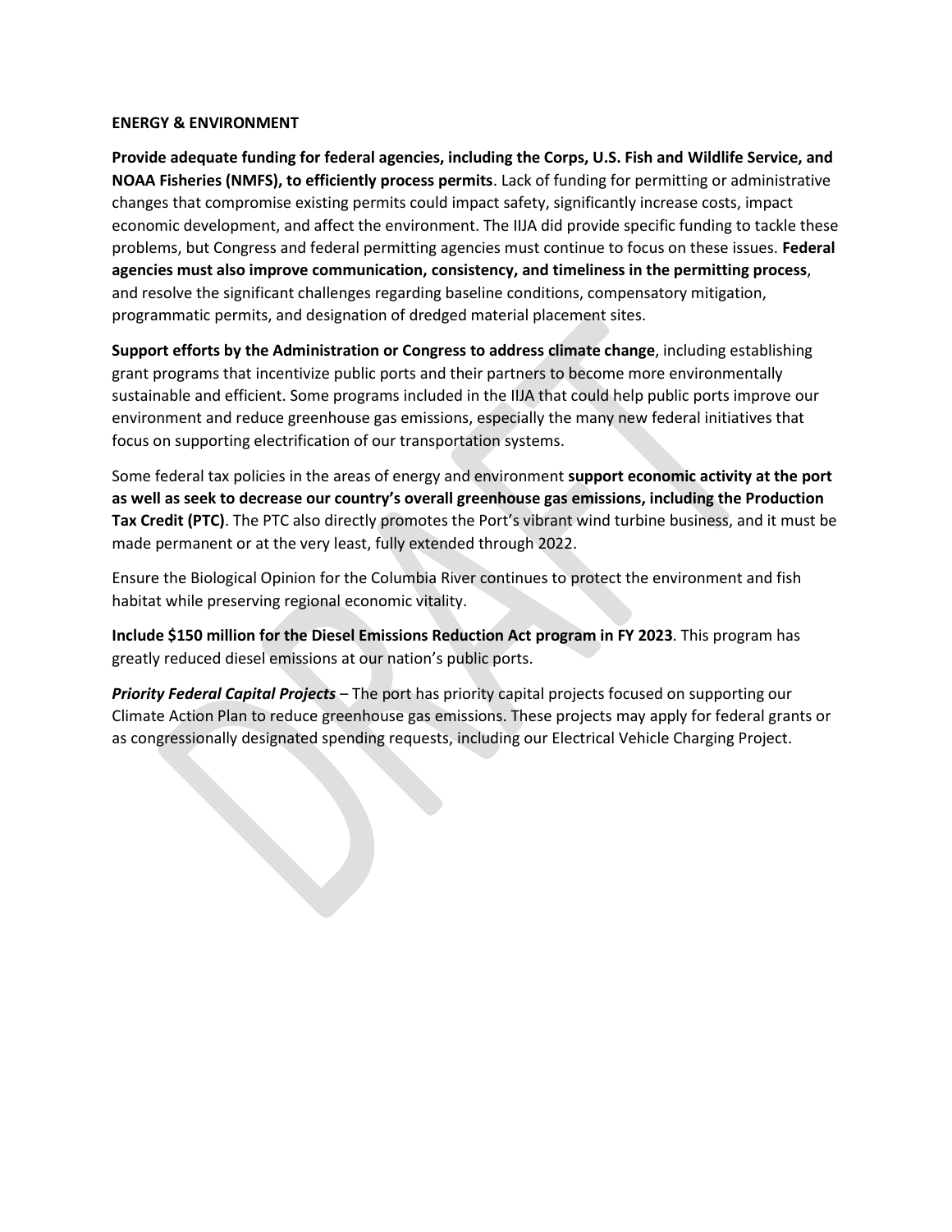## ENERGY & ENVIRONMENT

**Provide adequate funding for federal agencies, including the Corps, U.S. Fish and Wildlife Service, and NOAA Fisheries (NMFS), to efficiently process permits**. Lack of funding for permitting or administrative changes that compromise existing permits could impact safety, significantly increase costs, impact economic development, and affect the environment. The IIJA did provide specific funding to tackle these problems, but Congress and federal permitting agencies must continue to focus on these issues. **Federal agencies must also improve communication, consistency, and timeliness in the permitting process**, and resolve the significant challenges regarding baseline conditions, compensatory mitigation, programmatic permits, and designation of dredged material placement sites.

**Support efforts by the Administration or Congress to address climate change**, including establishing grant programs that incentivize public ports and their partners to become more environmentally sustainable and efficient. Some programs included in the IIJA that could help public ports improve our environment and reduce greenhouse gas emissions, especially the many new federal initiatives that focus on supporting electrification of our transportation systems.

Some federal tax policies in the areas of energy and environment **support economic activity at the port as well as seek to decrease our country's overall greenhouse gas emissions, including the Production Tax Credit (PTC)**. The PTC also directly promotes the Port's vibrant wind turbine business, and it must be made permanent or at the very least, fully extended through 2022.

Ensure the Biological Opinion for the Columbia River continues to protect the environment and fish habitat while preserving regional economic vitality.

**Include $150 million for the Diesel Emissions Reduction Act program in FY 2023**. This program has greatly reduced diesel emissions at our nation's public ports.

***Priority Federal Capital Projects*** – The port has priority capital projects focused on supporting our Climate Action Plan to reduce greenhouse gas emissions. These projects may apply for federal grants or as congressionally designated spending requests, including our Electrical Vehicle Charging Project.